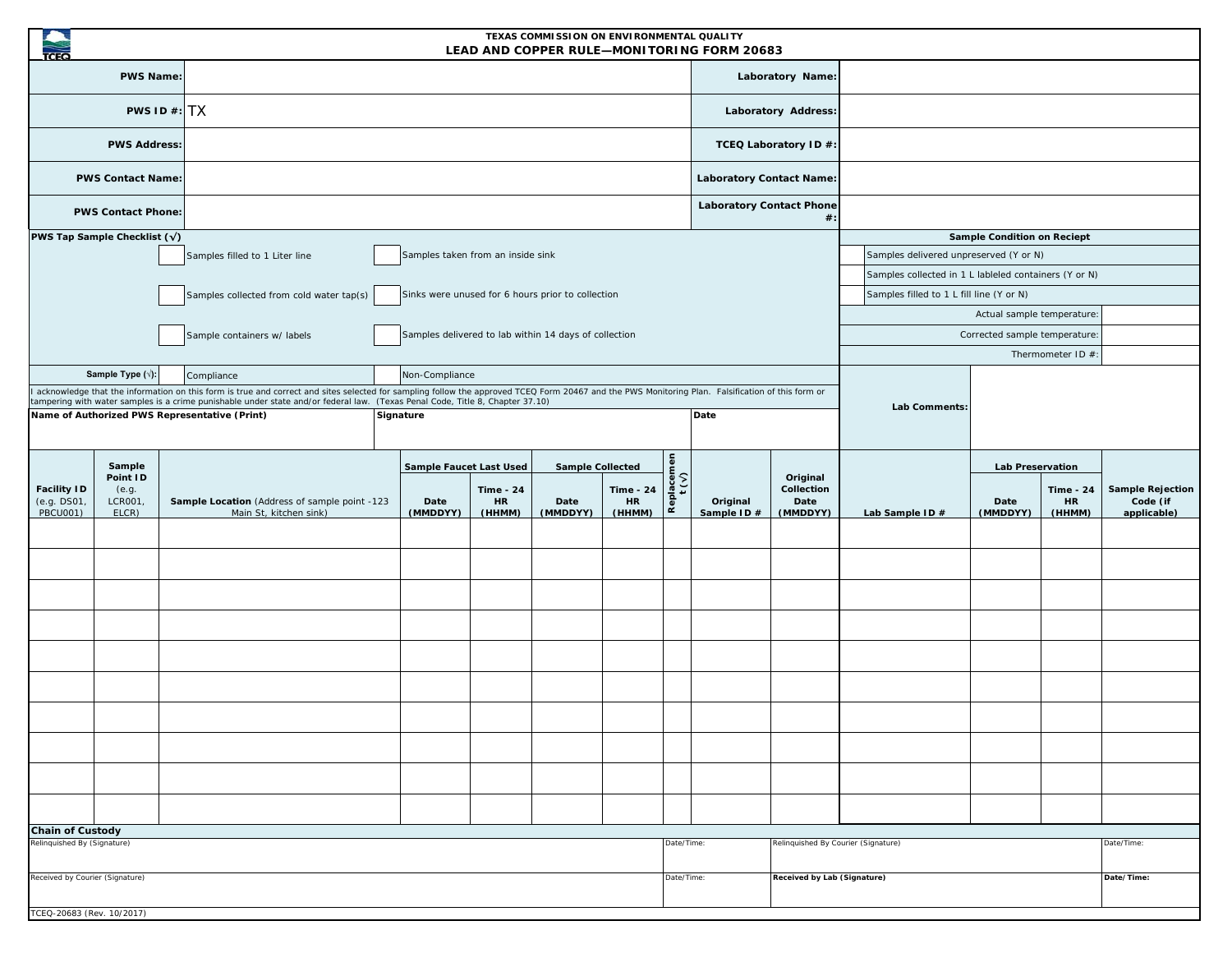TEXAS COMMISSION ON ENVIRONMENTAL QUALITY

# LEAD AND COPPER RULE—MONITORING FORM 20683

| | | | |
|---|---|---|---|
| **PWS Name:** | | **Laboratory Name:** | |
| **PWS ID #:** | TX | **Laboratory Address:** | |
| **PWS Address:** | | **TCEQ Laboratory ID #:** | |
| **PWS Contact Name:** | | **Laboratory Contact Name:** | |
| **PWS Contact Phone:** | | **Laboratory Contact Phone #:** | |

**PWS Tap Sample Checklist (√)**

- [ ] Samples filled to 1 Liter line
- [ ] Samples taken from an inside sink
- [ ] Samples collected from cold water tap(s)
- [ ] Sinks were unused for 6 hours prior to collection
- [ ] Sample containers w/ labels
- [ ] Samples delivered to lab within 14 days of collection

**Sample Type (√):** [ ] Compliance [ ] Non-Compliance

**Sample Condition on Reciept**

- [ ] Samples delivered unpreserved (Y or N)
- [ ] Samples collected in 1 L lableled containers (Y or N)
- [ ] Samples filled to 1 L fill line (Y or N)

Actual sample temperature:

Corrected sample temperature:

Thermometer ID #:

**Lab Comments:**

I acknowledge that the information on this form is true and correct and sites selected for sampling follow the approved TCEQ Form 20467 and the PWS Monitoring Plan. Falsification of this form or tampering with water samples is a crime punishable under state and/or federal law. (Texas Penal Code, Title 8, Chapter 37.10)

| **Name of Authorized PWS Representative (Print)** | **Signature** | **Date** |
|---|---|---|
| | | |

| **Facility ID** (e.g. DS01, PBCU001) | **Sample Point ID** (e.g. LCR001, ELCR) | **Sample Location** (Address of sample point -123 Main St, kitchen sink) | **Sample Faucet Last Used** | | **Sample Collected** | | **Replacement (√)** | **Original Sample ID #** | **Original Collection Date (MMDDYY)** | **Lab Sample ID #** | **Lab Preservation** | | **Sample Rejection Code (if applicable)** |
|---|---|---|---|---|---|---|---|---|---|---|---|---|---|
| | | | **Date (MMDDYY)** | **Time - 24 HR (HHMM)** | **Date (MMDDYY)** | **Time - 24 HR (HHMM)** | | | | | **Date (MMDDYY)** | **Time - 24 HR (HHMM)** | |
| | | | | | | | | | | | | | |
| | | | | | | | | | | | | | |
| | | | | | | | | | | | | | |
| | | | | | | | | | | | | | |
| | | | | | | | | | | | | | |
| | | | | | | | | | | | | | |
| | | | | | | | | | | | | | |
| | | | | | | | | | | | | | |
| | | | | | | | | | | | | | |
| | | | | | | | | | | | | | |

**Chain of Custody**

| Relinquished By (Signature) | Date/Time: | Relinquished By Courier (Signature) | Date/Time: |
|---|---|---|---|
| | | | |
| Received by Courier (Signature) | Date/Time: | **Received by Lab (Signature)** | **Date/Time:** |
| | | | |

TCEQ-20683 (Rev. 10/2017)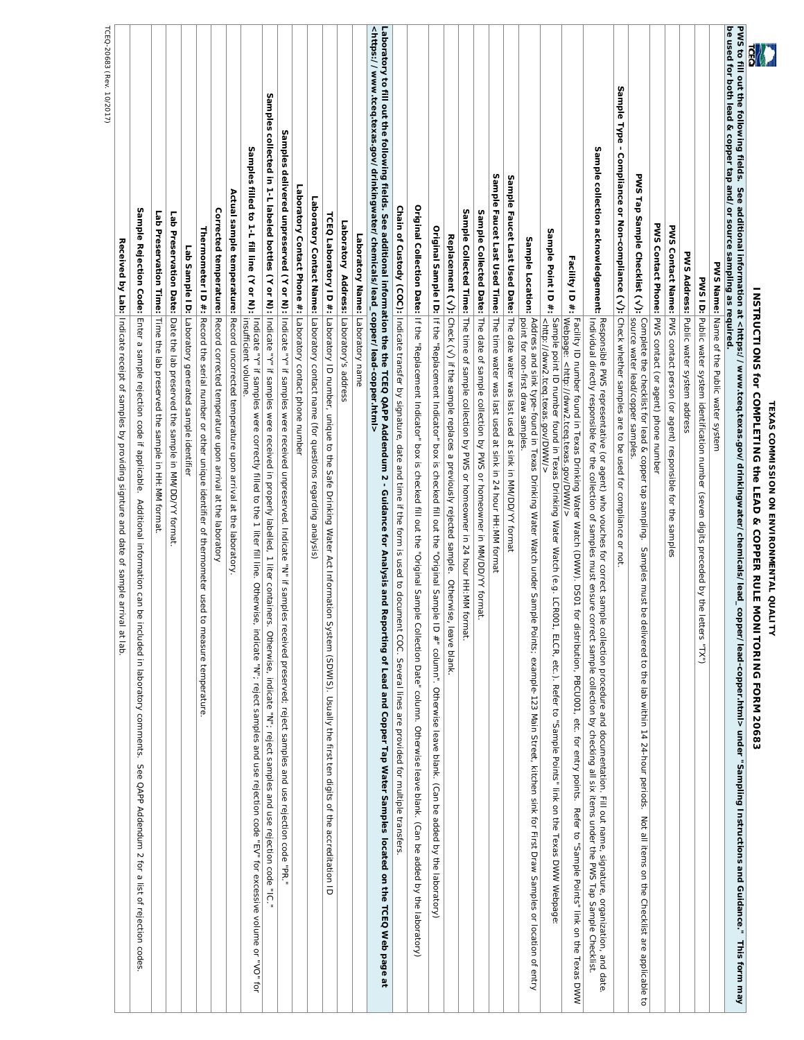# TEXAS COMMISSION ON ENVIRONMENTAL QUALITY

## INSTRUCTIONS for COMPLETING the LEAD & COPPER RULE MONITORING FORM 20683

| | |
|---|---|
| **PWS to fill out the following fields. See additional information at <https://www.tceq.texas.gov/drinkingwater/chemicals/lead_copper/lead-copper.html> under "Sampling Instructions and Guidance." This form may be used for both lead & copper tap and/or source sampling as required.** | |
| **PWS Name:** | Name of the Public water system |
| **PWS ID:** | Public water system identification number (seven digits preceded by the letters "TX") |
| **PWS Address:** | Public water system address |
| **PWS Contact Name:** | PWS contact person (or agent) responsible for the samples |
| **PWS Contact Phone:** | PWS contact (or agent) phone number |
| **PWS Tap Sample Checklist (√):** | Complete the checklist for lead & copper tap sampling. Samples must be delivered to the lab within 14 24-hour periods. Not all items on the Checklist are applicable to source water lead/copper samples. |
| **Sample Type - Compliance or Non-compliance (√):** | Check whether samples are to be used for compliance or not. |
| **Sample collection acknowledgement:** | Responsible PWS representative (or agent) who vouches for correct sample collection procedure and documentation. Fill out name, signature, organization, and date. Individual directly responsible for the collection of samples must ensure correct sample collection by checking all six items under the PWS Tap Sample Checklist. |
| **Facility ID #:** | Facility ID number found in Texas Drinking Water Watch (DWW). DS01 for distribution, PBCU01, etc. for entry points. Refer to "Sample Points" link on the Texas DWW Webpage: <http://dww2.tceq.texas.gov/DWW/> |
| **Sample Point ID #:** | Sample point ID number found in Texas Drinking Water Watch (e.g. LCR001, ELCR, etc.). Refer to "Sample Points" link on the Texas DWW Webpage: <http://dww2.tceq.texas.gov/DWW/> |
| **Sample Location:** | Address and sink type-found in Texas Drinking Water Watch under Sample Points; example-123 Main Street, kitchen sink for First Draw Samples or location of entry point for non-first draw samples. |
| **Sample Faucet Last Used Date:** | The date water was last used at sink in MM/DD/YY format |
| **Sample Faucet Last Used Time:** | The time water was last used at sink in 24 hour HH:MM format |
| **Sample Collected Date:** | The date of sample collection by PWS or homeowner in MM/DD/YY format. |
| **Sample Collected Time:** | The time of sample collection by PWS or homeowner in 24 hour HH:MM format. |
| **Replacement (√):** | Check (√) if the sample replaces a previously rejected sample. Otherwise, leave blank. |
| **Original Sample ID:** | If the "Replacement Indicator" box is checked fill out the "Original Sample ID #" column". Otherwise leave blank. (Can be added by the laboratory) |
| **Original Collection Date:** | If the "Replacement Indicator" box is checked fill out the "Original Sample Collection Date" column. Otherwise leave blank. (Can be added by the laboratory) |
| **Chain of Custody (COC):** | Indicate transfer by signature, date and time if the form is used to document COC. Several lines are provided for multiple transfers. |
| **Laboratory to fill out the following fields. See additional information the TCEQ QAPP Addendum 2 - Guidance for Analysis and Reporting of Lead and Copper Tap Water Samples located on the TCEQ Web page at <https://www.tceq.texas.gov/drinkingwater/chemicals/lead_copper/lead-copper.html>** | |
| **Laboratory Name:** | Laboratory name |
| **Laboratory Address:** | Laboratory's address |
| **TCEQ Laboratory ID #:** | Laboratory ID number, unique to the Safe Drinking Water Act Information System (SDWIS). Usually the first ten digits of the accreditation ID |
| **Laboratory Contact Name:** | Laboratory contact name (for questions regarding analysis) |
| **Laboratory Contact Phone #:** | Laboratory contact phone number |
| **Samples delivered unpreserved (Y or N):** | Indicate "Y" if samples were received unpreserved. Indicate "N" if samples received preserved; reject samples and use rejection code "PR." |
| **Samples collected in 1-L labeled bottles (Y or N):** | Indicate "Y" if samples were received in properly labeled, 1 liter containers. Otherwise, indicate "N"; reject samples and use rejection code "IC." |
| **Samples filled to 1-L fill line (Y or N):** | Indicate "Y" if samples were correctly filled to the 1 liter fill line. Otherwise, indicate "N"; reject samples and use rejection code "EV" for excessive volume or "VO" for insufficient volume. |
| **Actual sample temperature:** | Record uncorrected temperature upon arrival at the laboratory. |
| **Corrected temperature:** | Record corrected temperature upon arrival at the laboratory |
| **Thermometer ID #:** | Record the serial number or other unique identifier of thermometer used to measure temperature. |
| **Lab Sample ID:** | Laboratory generated sample identifier |
| **Lab Preservation Date:** | Date the lab preserved the sample in MM/DD/YY format. |
| **Lab Preservation Time:** | Time the lab preserved the sample in HH:MM format. |
| **Sample Rejection Code:** | Enter a sample rejection code if applicable. Additional information can be included in laboratory comments. See QAPP Addendum 2 for a list of rejection codes. |
| **Received by Lab:** | Indicate receipt of samples by providing signture and date of sample arrival at lab. |

TCEQ-20683 (Rev. 10/2017)